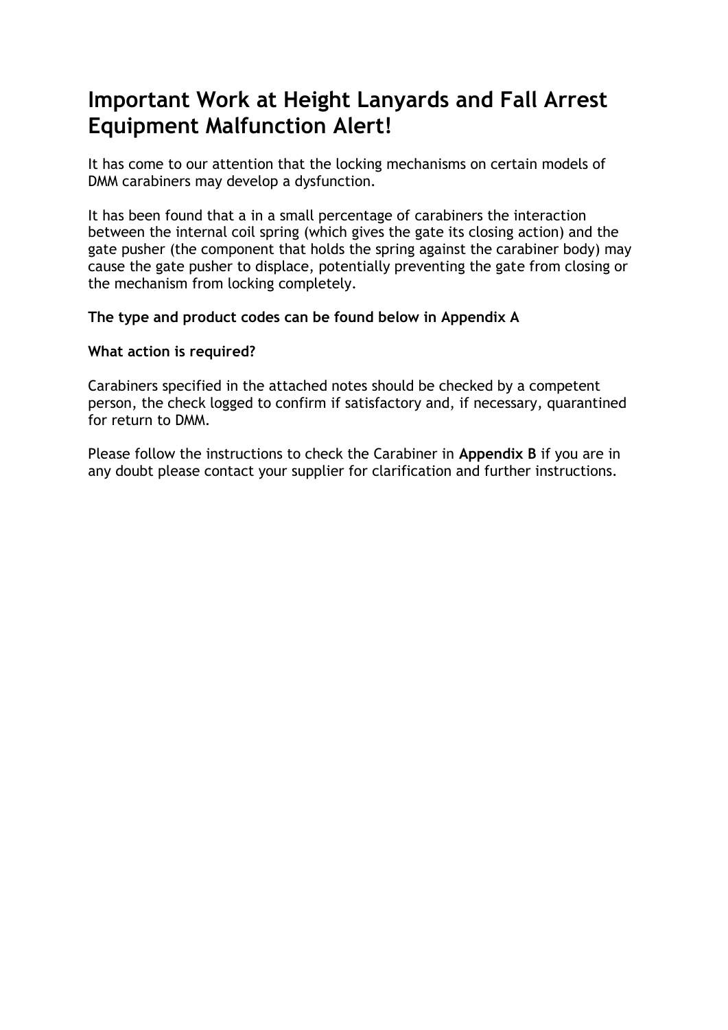# Important Work at Height Lanyards and Fall Arrest Equipment Malfunction Alert!

It has come to our attention that the locking mechanisms on certain models of DMM carabiners may develop a dysfunction.

It has been found that a in a small percentage of carabiners the interaction between the internal coil spring (which gives the gate its closing action) and the gate pusher (the component that holds the spring against the carabiner body) may cause the gate pusher to displace, potentially preventing the gate from closing or the mechanism from locking completely.

**The type and product codes can be found below in Appendix A**

**What action is required?**

Carabiners specified in the attached notes should be checked by a competent person, the check logged to confirm if satisfactory and, if necessary, quarantined for return to DMM.

Please follow the instructions to check the Carabiner in **Appendix B** if you are in any doubt please contact your supplier for clarification and further instructions.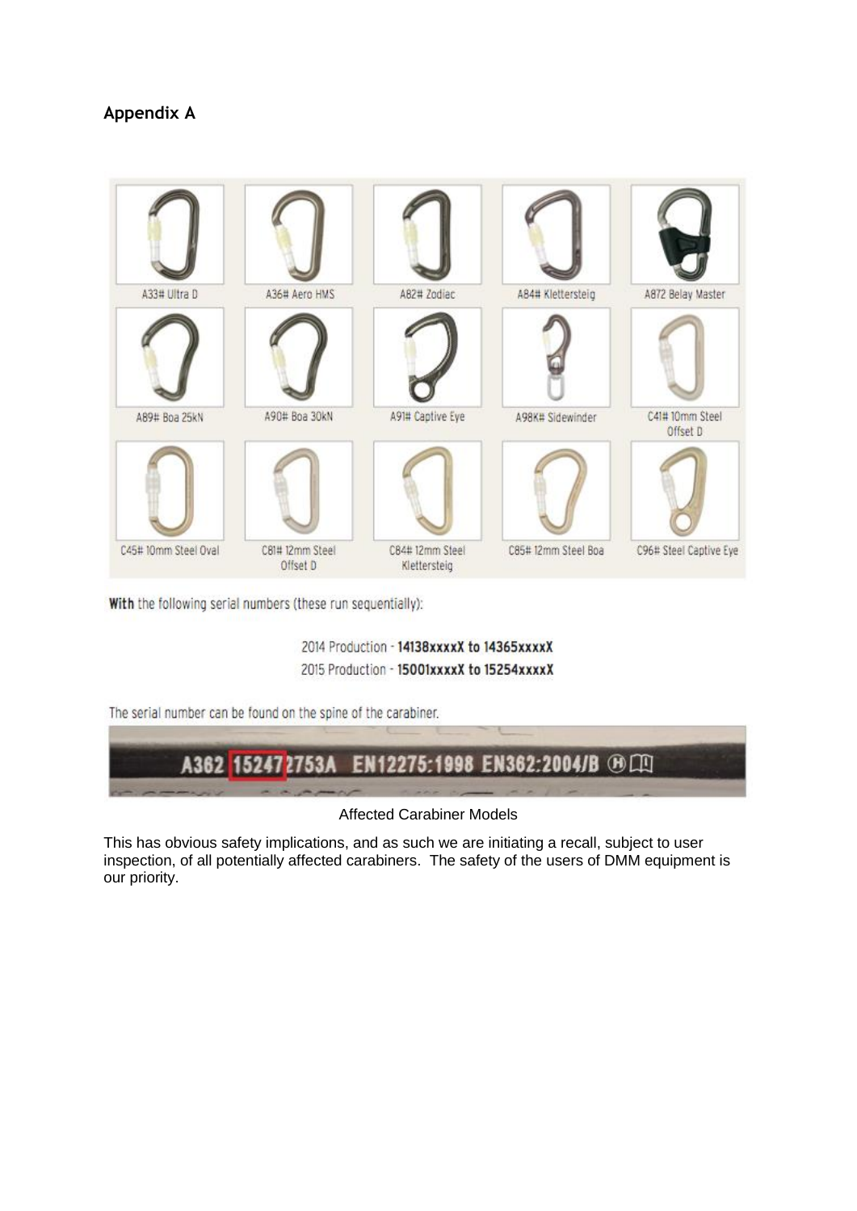## Appendix A

A33# Ultra D

A36# Aero HMS

A82# Zodiac

A84# Klettersteig

A872 Belay Master

A89# Boa 25kN

A90# Boa 30kN

A91# Captive Eye

A98K# Sidewinder

C41# 10mm Steel Offset D

C45# 10mm Steel Oval

C81# 12mm Steel Offset D

C84# 12mm Steel Klettersteig

C85# 12mm Steel Boa

C96# Steel Captive Eye

**With** the following serial numbers (these run sequentially):

2014 Production - **14138xxxxX to 14365xxxxX**

2015 Production - **15001xxxxX to 15254xxxxX**

The serial number can be found on the spine of the carabiner.

A362 15247 2753A EN12275:1998 EN362:2004/B

Affected Carabiner Models

This has obvious safety implications, and as such we are initiating a recall, subject to user inspection, of all potentially affected carabiners. The safety of the users of DMM equipment is our priority.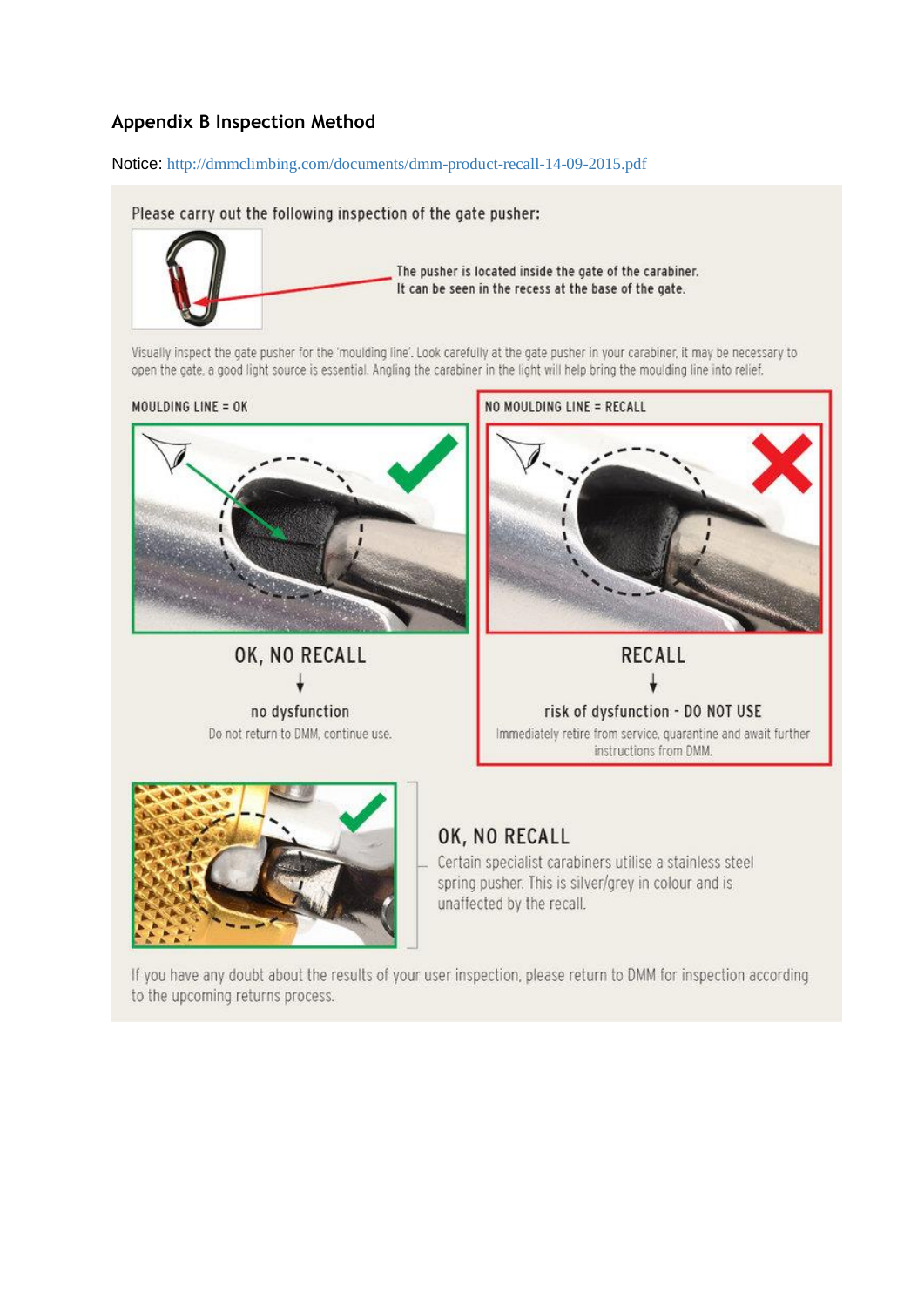## Appendix B Inspection Method

Notice: http://dmmclimbing.com/documents/dmm-product-recall-14-09-2015.pdf

Please carry out the following inspection of the gate pusher:

The pusher is located inside the gate of the carabiner. It can be seen in the recess at the base of the gate.

Visually inspect the gate pusher for the 'moulding line'. Look carefully at the gate pusher in your carabiner, it may be necessary to open the gate, a good light source is essential. Angling the carabiner in the light will help bring the moulding line into relief.

MOULDING LINE = OK

OK, NO RECALL

↓

no dysfunction

Do not return to DMM, continue use.

NO MOULDING LINE = RECALL

RECALL

↓

risk of dysfunction - DO NOT USE

Immediately retire from service, quarantine and await further instructions from DMM.

OK, NO RECALL

Certain specialist carabiners utilise a stainless steel spring pusher. This is silver/grey in colour and is unaffected by the recall.

If you have any doubt about the results of your user inspection, please return to DMM for inspection according to the upcoming returns process.